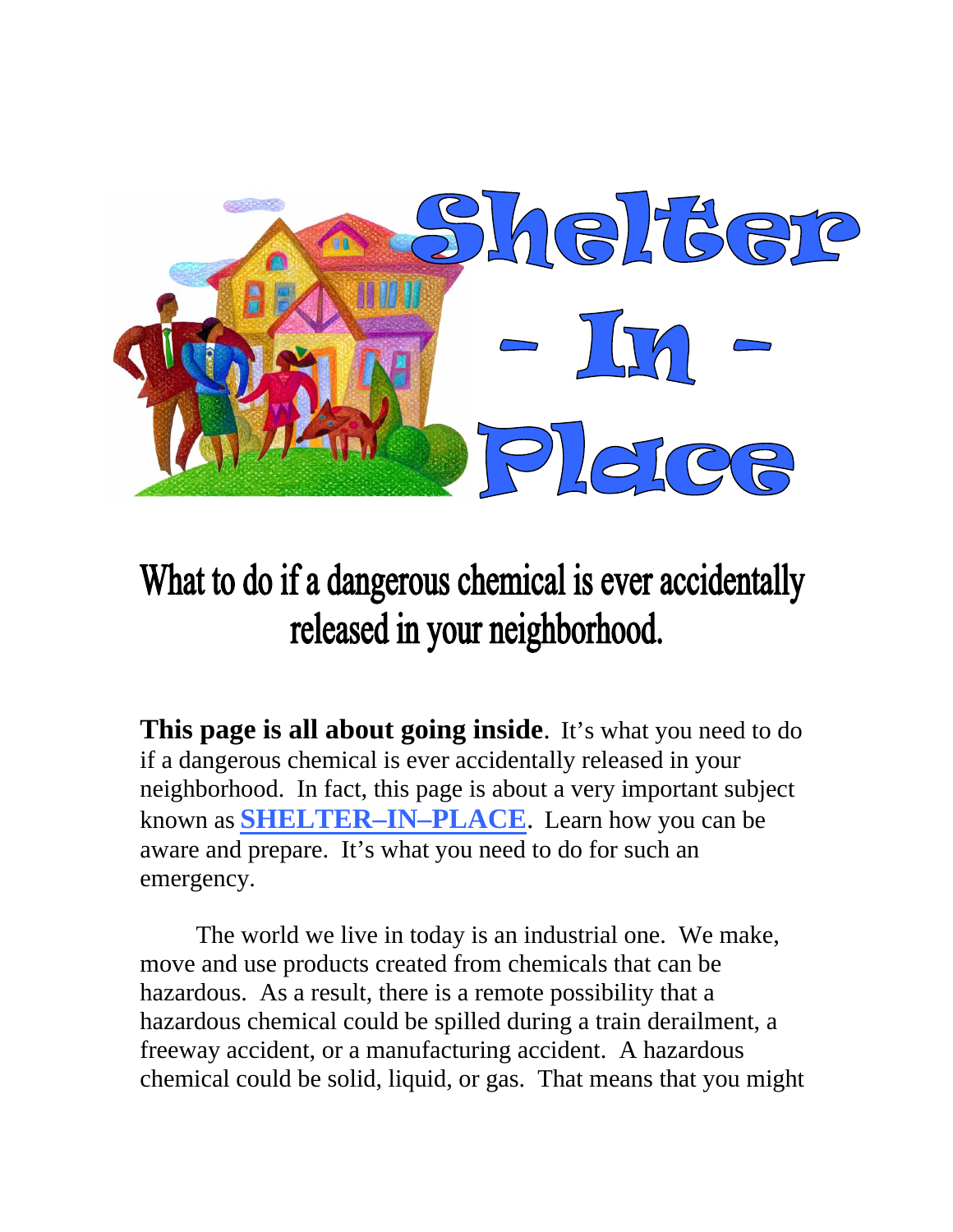# Shelter - In - Place

## What to do if a dangerous chemical is ever accidentally released in your neighborhood.

**This page is all about going inside**. It's what you need to do if a dangerous chemical is ever accidentally released in your neighborhood. In fact, this page is about a very important subject known as **SHELTER–IN–PLACE**. Learn how you can be aware and prepare. It's what you need to do for such an emergency.

The world we live in today is an industrial one. We make, move and use products created from chemicals that can be hazardous. As a result, there is a remote possibility that a hazardous chemical could be spilled during a train derailment, a freeway accident, or a manufacturing accident. A hazardous chemical could be solid, liquid, or gas. That means that you might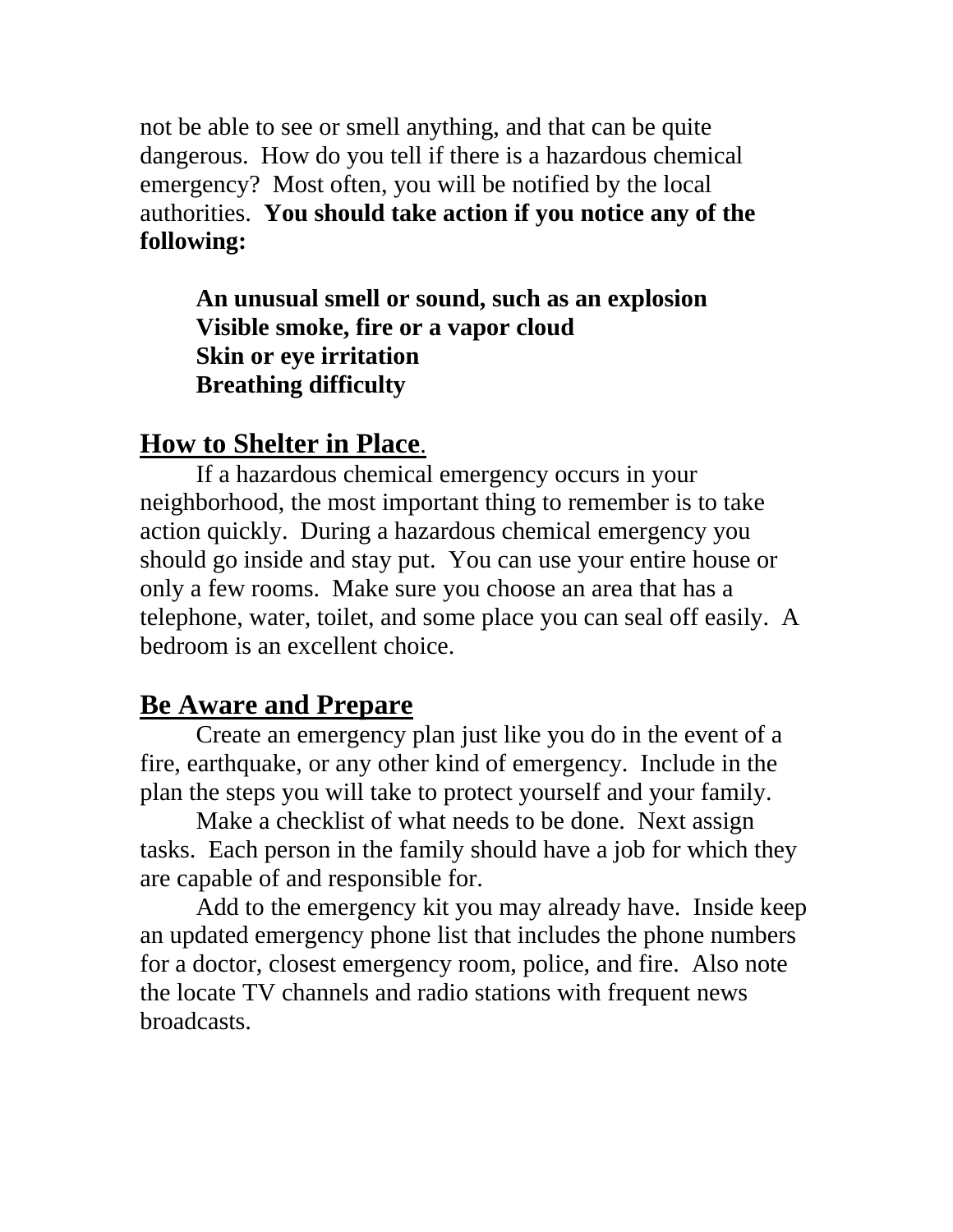not be able to see or smell anything, and that can be quite dangerous. How do you tell if there is a hazardous chemical emergency? Most often, you will be notified by the local authorities. **You should take action if you notice any of the following:**

**An unusual smell or sound, such as an explosion**
**Visible smoke, fire or a vapor cloud**
**Skin or eye irritation**
**Breathing difficulty**

## How to Shelter in Place.

If a hazardous chemical emergency occurs in your neighborhood, the most important thing to remember is to take action quickly. During a hazardous chemical emergency you should go inside and stay put. You can use your entire house or only a few rooms. Make sure you choose an area that has a telephone, water, toilet, and some place you can seal off easily. A bedroom is an excellent choice.

## Be Aware and Prepare

Create an emergency plan just like you do in the event of a fire, earthquake, or any other kind of emergency. Include in the plan the steps you will take to protect yourself and your family.

Make a checklist of what needs to be done. Next assign tasks. Each person in the family should have a job for which they are capable of and responsible for.

Add to the emergency kit you may already have. Inside keep an updated emergency phone list that includes the phone numbers for a doctor, closest emergency room, police, and fire. Also note the locate TV channels and radio stations with frequent news broadcasts.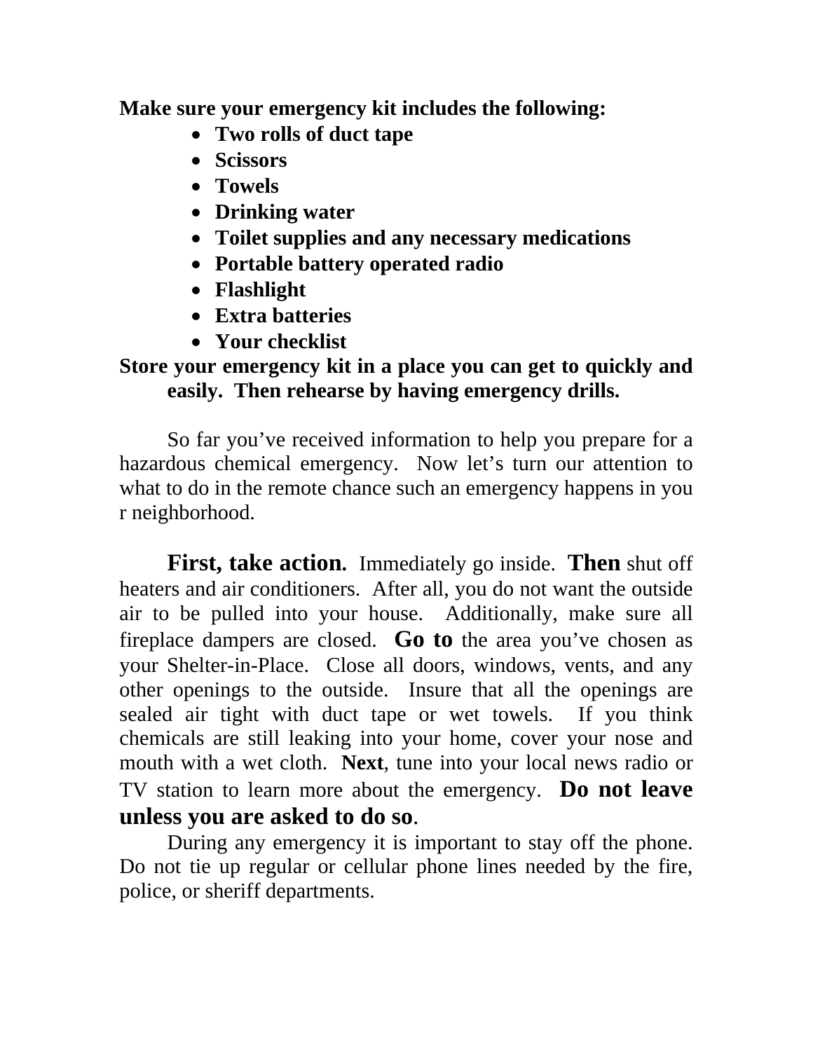**Make sure your emergency kit includes the following:**

- **Two rolls of duct tape**
- **Scissors**
- **Towels**
- **Drinking water**
- **Toilet supplies and any necessary medications**
- **Portable battery operated radio**
- **Flashlight**
- **Extra batteries**
- **Your checklist**

**Store your emergency kit in a place you can get to quickly and easily. Then rehearse by having emergency drills.**

So far you've received information to help you prepare for a hazardous chemical emergency. Now let's turn our attention to what to do in the remote chance such an emergency happens in you r neighborhood.

**First, take action.** Immediately go inside. **Then** shut off heaters and air conditioners. After all, you do not want the outside air to be pulled into your house. Additionally, make sure all fireplace dampers are closed. **Go to** the area you've chosen as your Shelter-in-Place. Close all doors, windows, vents, and any other openings to the outside. Insure that all the openings are sealed air tight with duct tape or wet towels. If you think chemicals are still leaking into your home, cover your nose and mouth with a wet cloth. **Next**, tune into your local news radio or TV station to learn more about the emergency. **Do not leave unless you are asked to do so**.

During any emergency it is important to stay off the phone. Do not tie up regular or cellular phone lines needed by the fire, police, or sheriff departments.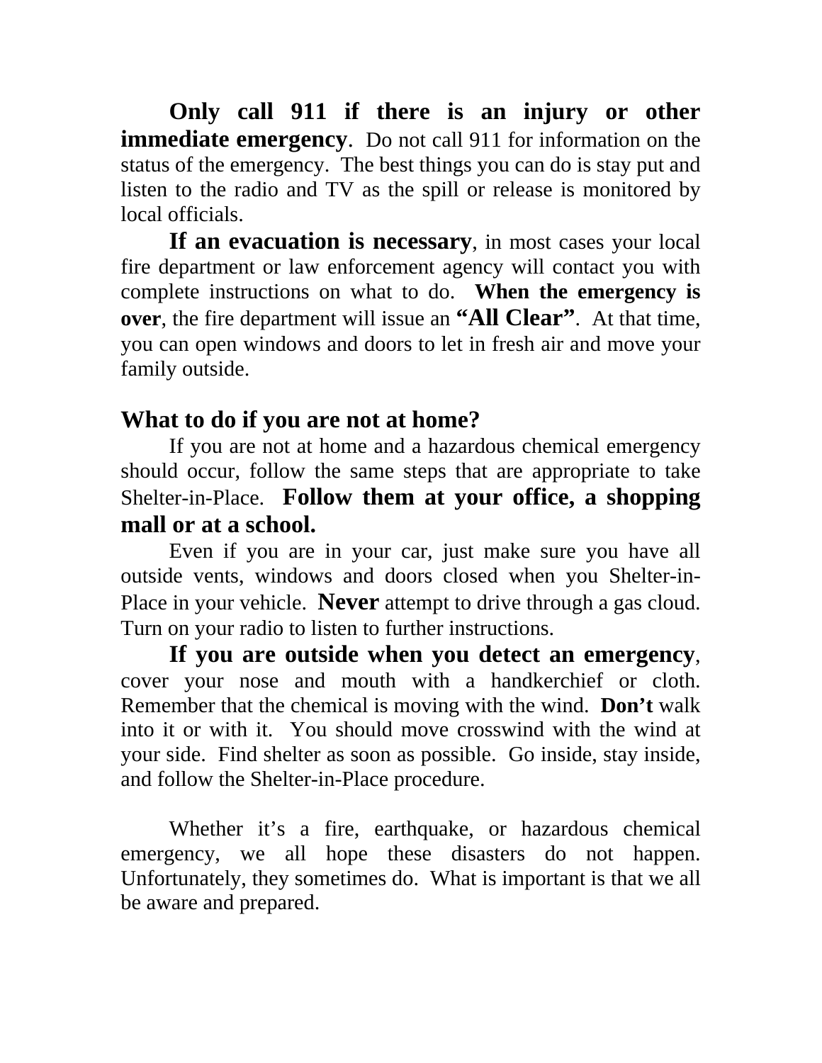**Only call 911 if there is an injury or other immediate emergency**. Do not call 911 for information on the status of the emergency. The best things you can do is stay put and listen to the radio and TV as the spill or release is monitored by local officials.

**If an evacuation is necessary**, in most cases your local fire department or law enforcement agency will contact you with complete instructions on what to do. **When the emergency is over**, the fire department will issue an **"All Clear"**. At that time, you can open windows and doors to let in fresh air and move your family outside.

## What to do if you are not at home?

If you are not at home and a hazardous chemical emergency should occur, follow the same steps that are appropriate to take Shelter-in-Place. **Follow them at your office, a shopping mall or at a school.**

Even if you are in your car, just make sure you have all outside vents, windows and doors closed when you Shelter-in-Place in your vehicle. **Never** attempt to drive through a gas cloud. Turn on your radio to listen to further instructions.

**If you are outside when you detect an emergency**, cover your nose and mouth with a handkerchief or cloth. Remember that the chemical is moving with the wind. **Don't** walk into it or with it. You should move crosswind with the wind at your side. Find shelter as soon as possible. Go inside, stay inside, and follow the Shelter-in-Place procedure.

Whether it's a fire, earthquake, or hazardous chemical emergency, we all hope these disasters do not happen. Unfortunately, they sometimes do. What is important is that we all be aware and prepared.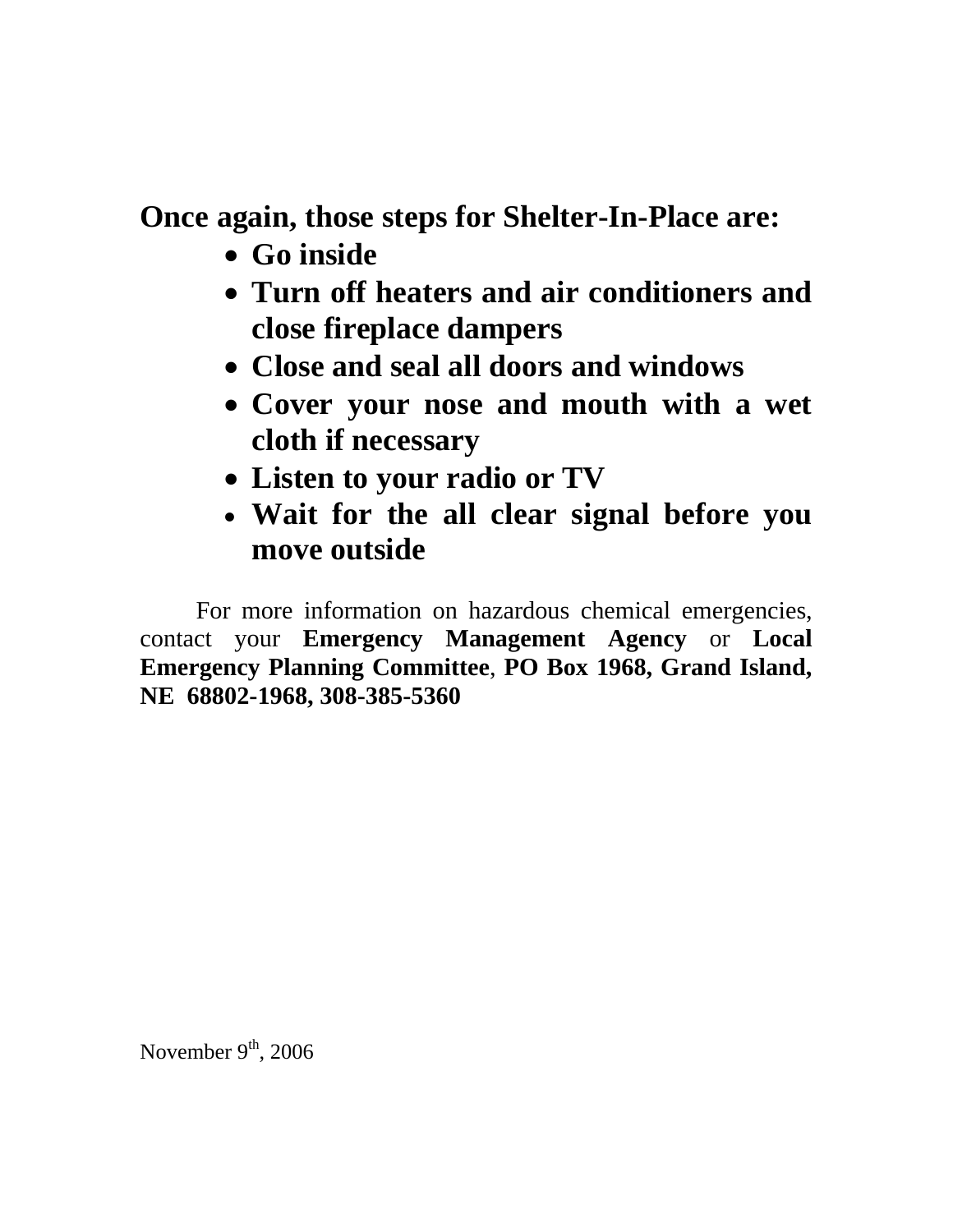**Once again, those steps for Shelter-In-Place are:**

- **Go inside**
- **Turn off heaters and air conditioners and close fireplace dampers**
- **Close and seal all doors and windows**
- **Cover your nose and mouth with a wet cloth if necessary**
- **Listen to your radio or TV**
- **Wait for the all clear signal before you move outside**

For more information on hazardous chemical emergencies, contact your **Emergency Management Agency** or **Local Emergency Planning Committee**, **PO Box 1968, Grand Island, NE 68802-1968, 308-385-5360**

November 9th, 2006